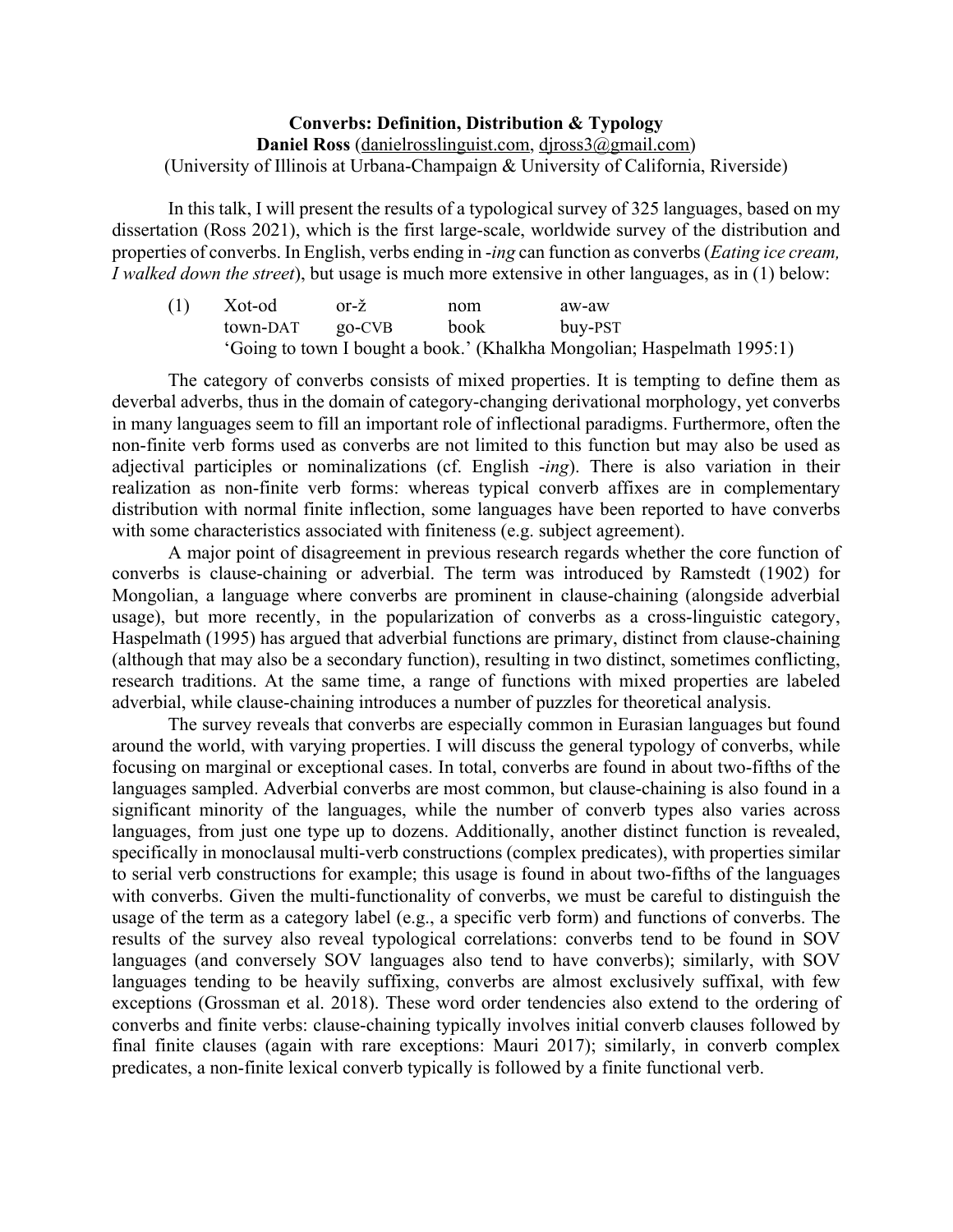**Converbs: Definition, Distribution & Typology**

**Daniel Ross** (danielrosslinguist.com, djross3@gmail.com)

(University of Illinois at Urbana-Champaign & University of California, Riverside)

In this talk, I will present the results of a typological survey of 325 languages, based on my dissertation (Ross 2021), which is the first large-scale, worldwide survey of the distribution and properties of converbs. In English, verbs ending in *-ing* can function as converbs (*Eating ice cream, I walked down the street*), but usage is much more extensive in other languages, as in (1) below:

(1) Xot-od or-ž nom aw-aw
town-DAT go-CVB book buy-PST
'Going to town I bought a book.' (Khalkha Mongolian; Haspelmath 1995:1)

The category of converbs consists of mixed properties. It is tempting to define them as deverbal adverbs, thus in the domain of category-changing derivational morphology, yet converbs in many languages seem to fill an important role of inflectional paradigms. Furthermore, often the non-finite verb forms used as converbs are not limited to this function but may also be used as adjectival participles or nominalizations (cf. English *-ing*). There is also variation in their realization as non-finite verb forms: whereas typical converb affixes are in complementary distribution with normal finite inflection, some languages have been reported to have converbs with some characteristics associated with finiteness (e.g. subject agreement).

A major point of disagreement in previous research regards whether the core function of converbs is clause-chaining or adverbial. The term was introduced by Ramstedt (1902) for Mongolian, a language where converbs are prominent in clause-chaining (alongside adverbial usage), but more recently, in the popularization of converbs as a cross-linguistic category, Haspelmath (1995) has argued that adverbial functions are primary, distinct from clause-chaining (although that may also be a secondary function), resulting in two distinct, sometimes conflicting, research traditions. At the same time, a range of functions with mixed properties are labeled adverbial, while clause-chaining introduces a number of puzzles for theoretical analysis.

The survey reveals that converbs are especially common in Eurasian languages but found around the world, with varying properties. I will discuss the general typology of converbs, while focusing on marginal or exceptional cases. In total, converbs are found in about two-fifths of the languages sampled. Adverbial converbs are most common, but clause-chaining is also found in a significant minority of the languages, while the number of converb types also varies across languages, from just one type up to dozens. Additionally, another distinct function is revealed, specifically in monoclausal multi-verb constructions (complex predicates), with properties similar to serial verb constructions for example; this usage is found in about two-fifths of the languages with converbs. Given the multi-functionality of converbs, we must be careful to distinguish the usage of the term as a category label (e.g., a specific verb form) and functions of converbs. The results of the survey also reveal typological correlations: converbs tend to be found in SOV languages (and conversely SOV languages also tend to have converbs); similarly, with SOV languages tending to be heavily suffixing, converbs are almost exclusively suffixal, with few exceptions (Grossman et al. 2018). These word order tendencies also extend to the ordering of converbs and finite verbs: clause-chaining typically involves initial converb clauses followed by final finite clauses (again with rare exceptions: Mauri 2017); similarly, in converb complex predicates, a non-finite lexical converb typically is followed by a finite functional verb.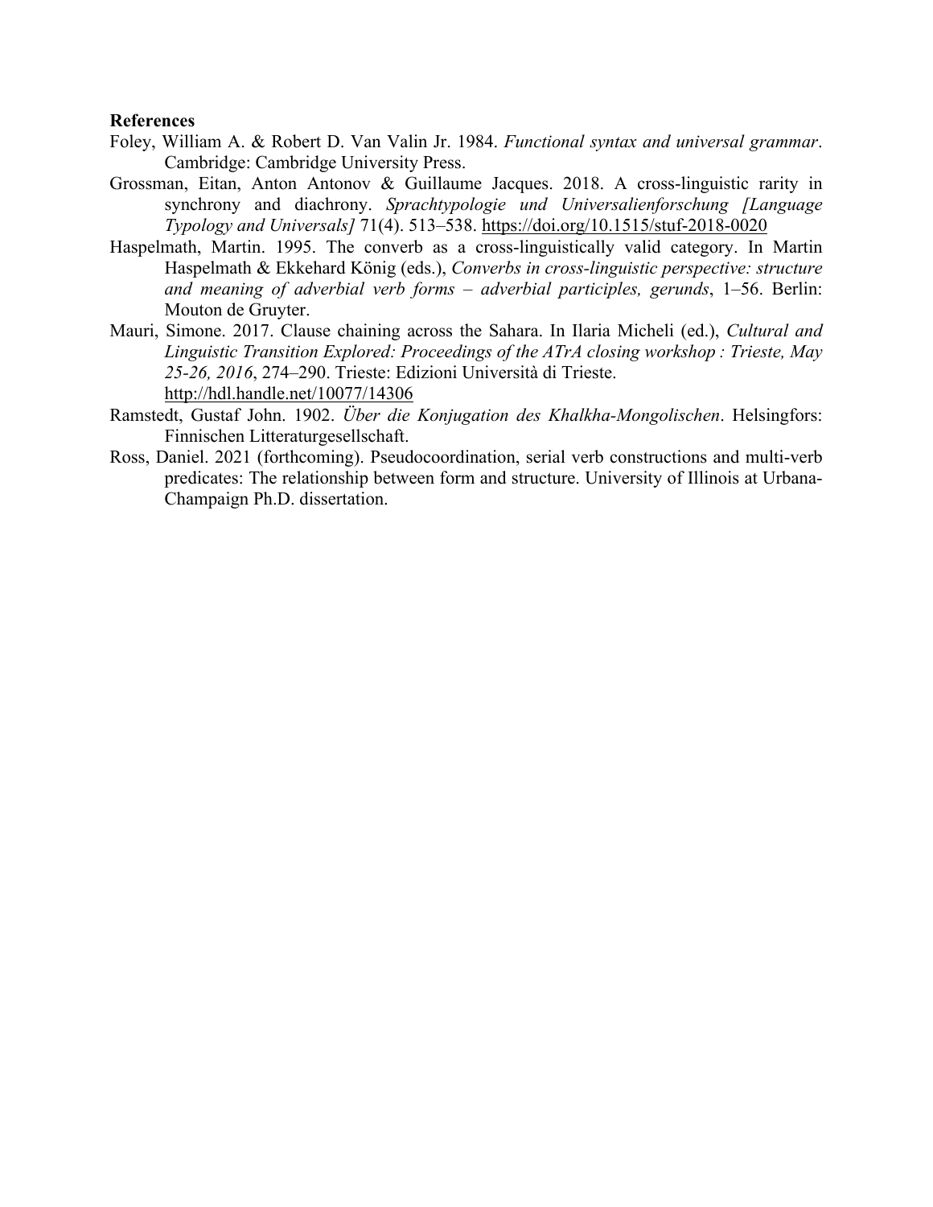**References**

Foley, William A. & Robert D. Van Valin Jr. 1984. *Functional syntax and universal grammar*. Cambridge: Cambridge University Press.

Grossman, Eitan, Anton Antonov & Guillaume Jacques. 2018. A cross-linguistic rarity in synchrony and diachrony. *Sprachtypologie und Universalienforschung [Language Typology and Universals]* 71(4). 513–538. https://doi.org/10.1515/stuf-2018-0020

Haspelmath, Martin. 1995. The converb as a cross-linguistically valid category. In Martin Haspelmath & Ekkehard König (eds.), *Converbs in cross-linguistic perspective: structure and meaning of adverbial verb forms – adverbial participles, gerunds*, 1–56. Berlin: Mouton de Gruyter.

Mauri, Simone. 2017. Clause chaining across the Sahara. In Ilaria Micheli (ed.), *Cultural and Linguistic Transition Explored: Proceedings of the ATrA closing workshop : Trieste, May 25-26, 2016*, 274–290. Trieste: Edizioni Università di Trieste. http://hdl.handle.net/10077/14306

Ramstedt, Gustaf John. 1902. *Über die Konjugation des Khalkha-Mongolischen*. Helsingfors: Finnischen Litteraturgesellschaft.

Ross, Daniel. 2021 (forthcoming). Pseudocoordination, serial verb constructions and multi-verb predicates: The relationship between form and structure. University of Illinois at Urbana-Champaign Ph.D. dissertation.